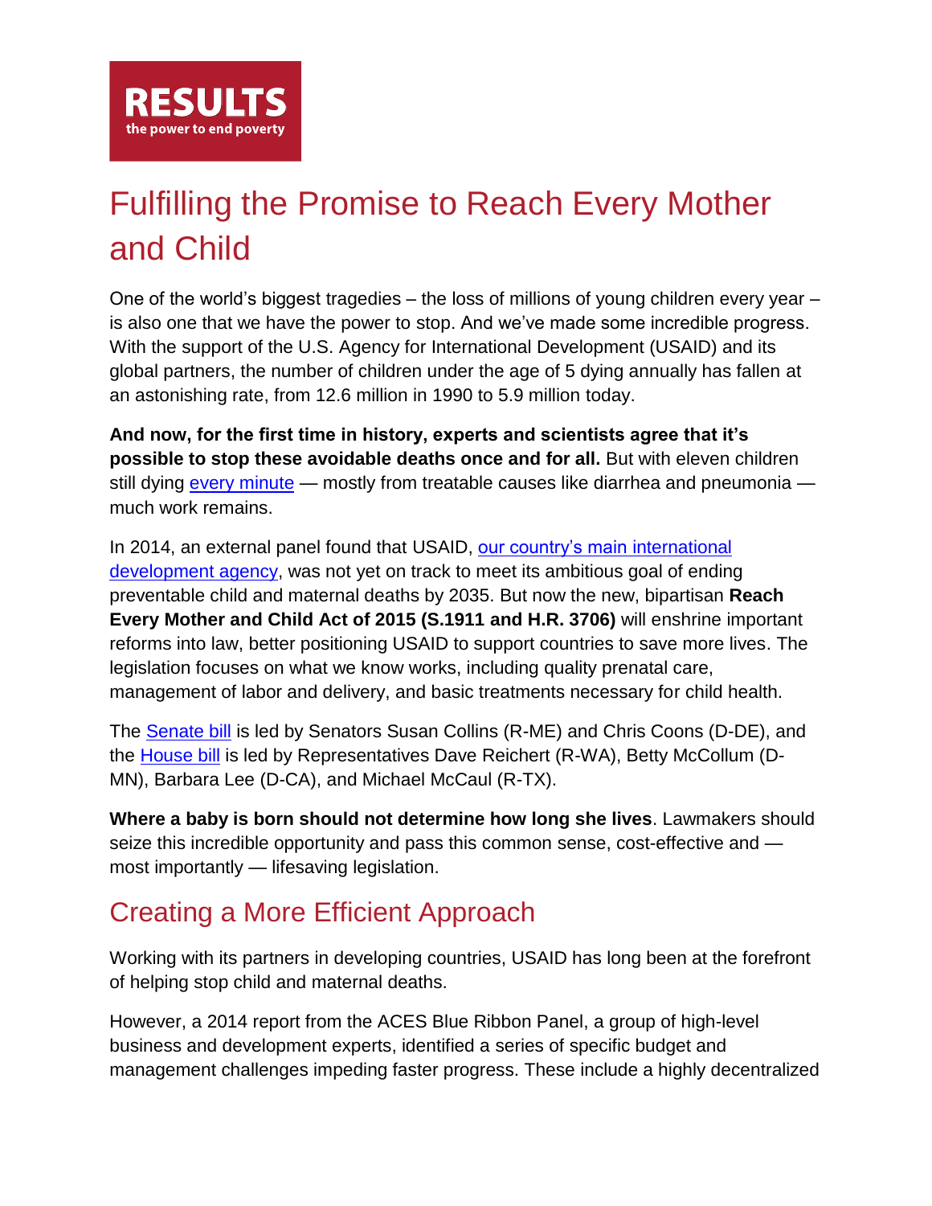**RESULTS**
**the power to end poverty**

# Fulfilling the Promise to Reach Every Mother and Child

One of the world's biggest tragedies – the loss of millions of young children every year – is also one that we have the power to stop. And we've made some incredible progress. With the support of the U.S. Agency for International Development (USAID) and its global partners, the number of children under the age of 5 dying annually has fallen at an astonishing rate, from 12.6 million in 1990 to 5.9 million today.

**And now, for the first time in history, experts and scientists agree that it's possible to stop these avoidable deaths once and for all.** But with eleven children still dying every minute — mostly from treatable causes like diarrhea and pneumonia — much work remains.

In 2014, an external panel found that USAID, our country's main international development agency, was not yet on track to meet its ambitious goal of ending preventable child and maternal deaths by 2035. But now the new, bipartisan **Reach Every Mother and Child Act of 2015 (S.1911 and H.R. 3706)** will enshrine important reforms into law, better positioning USAID to support countries to save more lives. The legislation focuses on what we know works, including quality prenatal care, management of labor and delivery, and basic treatments necessary for child health.

The Senate bill is led by Senators Susan Collins (R-ME) and Chris Coons (D-DE), and the House bill is led by Representatives Dave Reichert (R-WA), Betty McCollum (D-MN), Barbara Lee (D-CA), and Michael McCaul (R-TX).

**Where a baby is born should not determine how long she lives**. Lawmakers should seize this incredible opportunity and pass this common sense, cost-effective and — most importantly — lifesaving legislation.

## Creating a More Efficient Approach

Working with its partners in developing countries, USAID has long been at the forefront of helping stop child and maternal deaths.

However, a 2014 report from the ACES Blue Ribbon Panel, a group of high-level business and development experts, identified a series of specific budget and management challenges impeding faster progress. These include a highly decentralized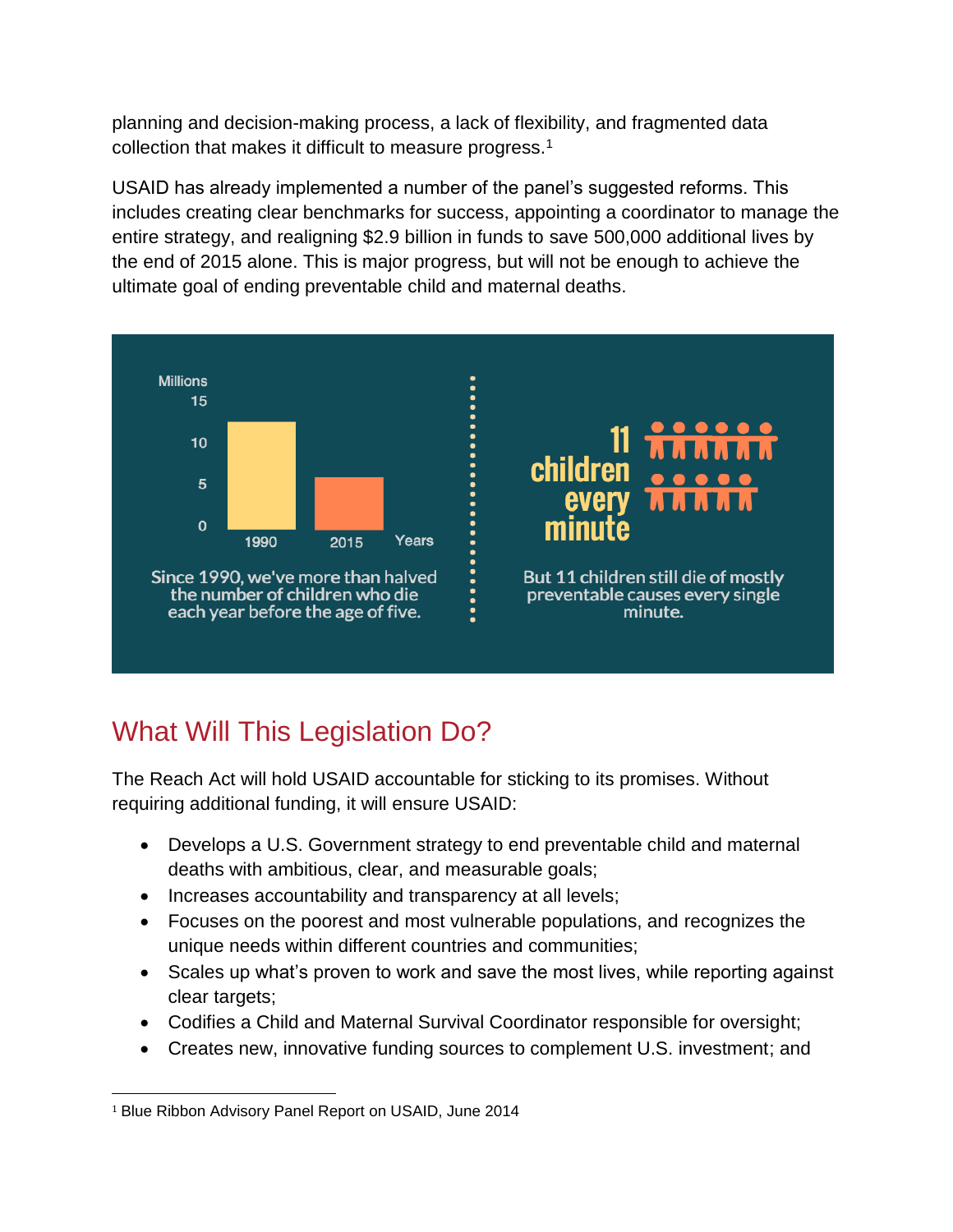planning and decision-making process, a lack of flexibility, and fragmented data collection that makes it difficult to measure progress.[1]

USAID has already implemented a number of the panel's suggested reforms. This includes creating clear benchmarks for success, appointing a coordinator to manage the entire strategy, and realigning $2.9 billion in funds to save 500,000 additional lives by the end of 2015 alone. This is major progress, but will not be enough to achieve the ultimate goal of ending preventable child and maternal deaths.

Millions

15

10

5

0

1990 2015 Years

Since 1990, we've more than halved the number of children who die each year before the age of five.

11 children every minute

But 11 children still die of mostly preventable causes every single minute.

## What Will This Legislation Do?

The Reach Act will hold USAID accountable for sticking to its promises. Without requiring additional funding, it will ensure USAID:

- Develops a U.S. Government strategy to end preventable child and maternal deaths with ambitious, clear, and measurable goals;
- Increases accountability and transparency at all levels;
- Focuses on the poorest and most vulnerable populations, and recognizes the unique needs within different countries and communities;
- Scales up what's proven to work and save the most lives, while reporting against clear targets;
- Codifies a Child and Maternal Survival Coordinator responsible for oversight;
- Creates new, innovative funding sources to complement U.S. investment; and

[1] Blue Ribbon Advisory Panel Report on USAID, June 2014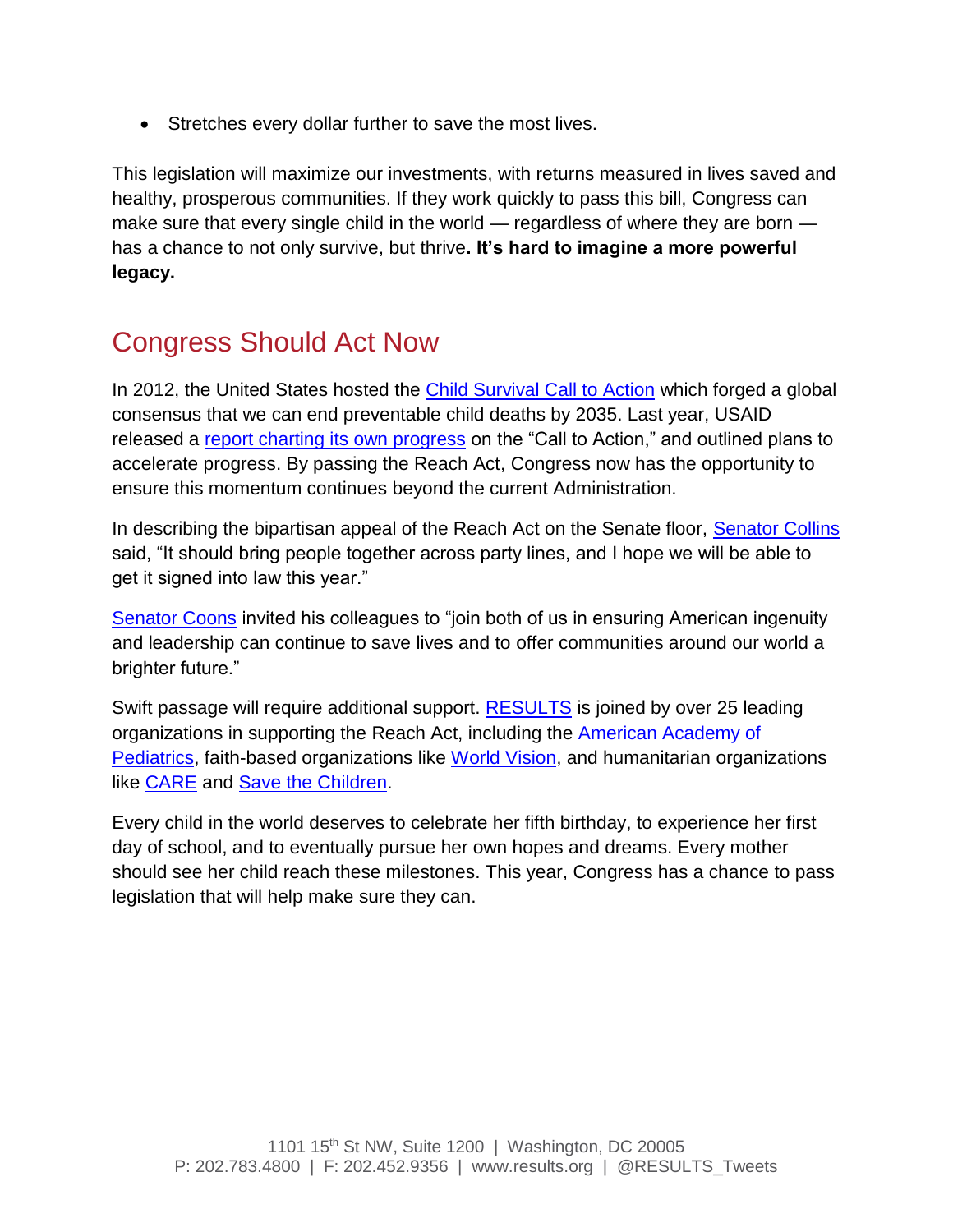- Stretches every dollar further to save the most lives.

This legislation will maximize our investments, with returns measured in lives saved and healthy, prosperous communities. If they work quickly to pass this bill, Congress can make sure that every single child in the world — regardless of where they are born — has a chance to not only survive, but thrive**. It's hard to imagine a more powerful legacy.**

## Congress Should Act Now

In 2012, the United States hosted the Child Survival Call to Action which forged a global consensus that we can end preventable child deaths by 2035. Last year, USAID released a report charting its own progress on the "Call to Action," and outlined plans to accelerate progress. By passing the Reach Act, Congress now has the opportunity to ensure this momentum continues beyond the current Administration.

In describing the bipartisan appeal of the Reach Act on the Senate floor, Senator Collins said, "It should bring people together across party lines, and I hope we will be able to get it signed into law this year."

Senator Coons invited his colleagues to "join both of us in ensuring American ingenuity and leadership can continue to save lives and to offer communities around our world a brighter future."

Swift passage will require additional support. RESULTS is joined by over 25 leading organizations in supporting the Reach Act, including the American Academy of Pediatrics, faith-based organizations like World Vision, and humanitarian organizations like CARE and Save the Children.

Every child in the world deserves to celebrate her fifth birthday, to experience her first day of school, and to eventually pursue her own hopes and dreams. Every mother should see her child reach these milestones. This year, Congress has a chance to pass legislation that will help make sure they can.